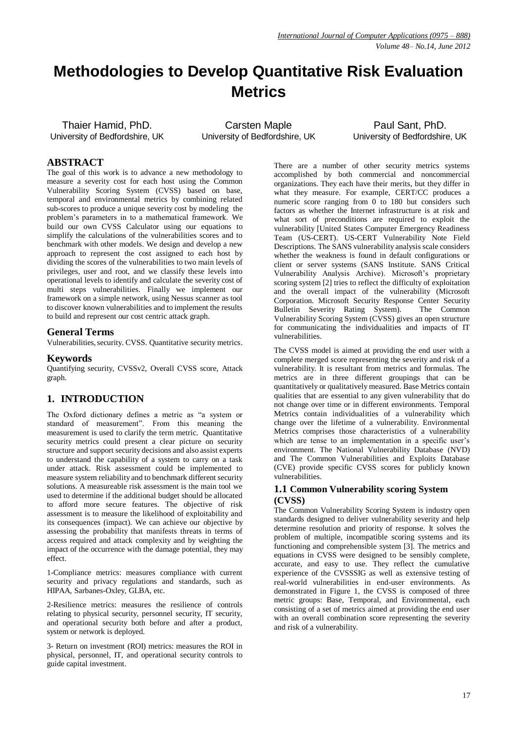# Methodologies to Develop Quantitative Risk Evaluation Metrics

Thaier Hamid, PhD.
University of Bedfordshire, UK

Carsten Maple
University of Bedfordshire, UK

Paul Sant, PhD.
University of Bedfordshire, UK

## ABSTRACT

The goal of this work is to advance a new methodology to measure a severity cost for each host using the Common Vulnerability Scoring System (CVSS) based on base, temporal and environmental metrics by combining related sub-scores to produce a unique severity cost by modeling the problem's parameters in to a mathematical framework. We build our own CVSS Calculator using our equations to simplify the calculations of the vulnerabilities scores and to benchmark with other models. We design and develop a new approach to represent the cost assigned to each host by dividing the scores of the vulnerabilities to two main levels of privileges, user and root, and we classify these levels into operational levels to identify and calculate the severity cost of multi steps vulnerabilities. Finally we implement our framework on a simple network, using Nessus scanner as tool to discover known vulnerabilities and to implement the results to build and represent our cost centric attack graph.

## General Terms

Vulnerabilities, security. CVSS. Quantitative security metrics.

## Keywords

Quantifying security, CVSSv2, Overall CVSS score, Attack graph.

## 1. INTRODUCTION

The Oxford dictionary defines a metric as "a system or standard of measurement". From this meaning the measurement is used to clarify the term metric. Quantitative security metrics could present a clear picture on security structure and support security decisions and also assist experts to understand the capability of a system to carry on a task under attack. Risk assessment could be implemented to measure system reliability and to benchmark different security solutions. A measureable risk assessment is the main tool we used to determine if the additional budget should be allocated to afford more secure features. The objective of risk assessment is to measure the likelihood of exploitability and its consequences (impact). We can achieve our objective by assessing the probability that manifests threats in terms of access required and attack complexity and by weighting the impact of the occurrence with the damage potential, they may effect.

1-Compliance metrics: measures compliance with current security and privacy regulations and standards, such as HIPAA, Sarbanes-Oxley, GLBA, etc.

2-Resilience metrics: measures the resilience of controls relating to physical security, personnel security, IT security, and operational security both before and after a product, system or network is deployed.

3- Return on investment (ROI) metrics: measures the ROI in physical, personnel, IT, and operational security controls to guide capital investment.

There are a number of other security metrics systems accomplished by both commercial and noncommercial organizations. They each have their merits, but they differ in what they measure. For example, CERT/CC produces a numeric score ranging from 0 to 180 but considers such factors as whether the Internet infrastructure is at risk and what sort of preconditions are required to exploit the vulnerability [United States Computer Emergency Readiness Team (US-CERT). US-CERT Vulnerability Note Field Descriptions. The SANS vulnerability analysis scale considers whether the weakness is found in default configurations or client or server systems (SANS Institute. SANS Critical Vulnerability Analysis Archive). Microsoft's proprietary scoring system [2] tries to reflect the difficulty of exploitation and the overall impact of the vulnerability (Microsoft Corporation. Microsoft Security Response Center Security Bulletin Severity Rating System). The Common Vulnerability Scoring System (CVSS) gives an open structure for communicating the individualities and impacts of IT vulnerabilities.

The CVSS model is aimed at providing the end user with a complete merged score representing the severity and risk of a vulnerability. It is resultant from metrics and formulas. The metrics are in three different groupings that can be quantitatively or qualitatively measured. Base Metrics contain qualities that are essential to any given vulnerability that do not change over time or in different environments. Temporal Metrics contain individualities of a vulnerability which change over the lifetime of a vulnerability. Environmental Metrics comprises those characteristics of a vulnerability which are tense to an implementation in a specific user's environment. The National Vulnerability Database (NVD) and The Common Vulnerabilities and Exploits Database (CVE) provide specific CVSS scores for publicly known vulnerabilities.

### 1.1 Common Vulnerability scoring System (CVSS)

The Common Vulnerability Scoring System is industry open standards designed to deliver vulnerability severity and help determine resolution and priority of response. It solves the problem of multiple, incompatible scoring systems and its functioning and comprehensible system [3]. The metrics and equations in CVSS were designed to be sensibly complete, accurate, and easy to use. They reflect the cumulative experience of the CVSSSIG as well as extensive testing of real-world vulnerabilities in end-user environments. As demonstrated in Figure 1, the CVSS is composed of three metric groups: Base, Temporal, and Environmental, each consisting of a set of metrics aimed at providing the end user with an overall combination score representing the severity and risk of a vulnerability.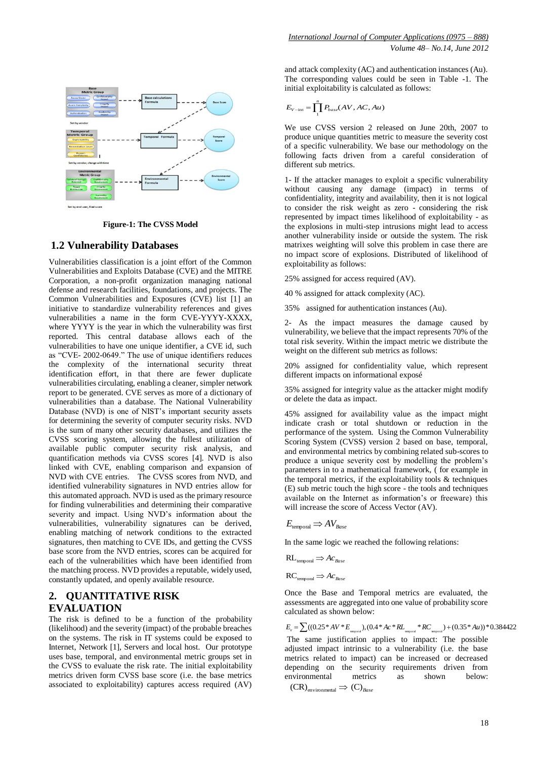**Figure-1: The CVSS Model**

## 1.2 Vulnerability Databases

Vulnerabilities classification is a joint effort of the Common Vulnerabilities and Exploits Database (CVE) and the MITRE Corporation, a non-profit organization managing national defense and research facilities, foundations, and projects. The Common Vulnerabilities and Exposures (CVE) list [1] an initiative to standardize vulnerability references and gives vulnerabilities a name in the form CVE-YYYY-XXXX, where YYYY is the year in which the vulnerability was first reported. This central database allows each of the vulnerabilities to have one unique identifier, a CVE id, such as "CVE- 2002-0649." The use of unique identifiers reduces the complexity of the international security threat identification effort, in that there are fewer duplicate vulnerabilities circulating, enabling a cleaner, simpler network report to be generated. CVE serves as more of a dictionary of vulnerabilities than a database. The National Vulnerability Database (NVD) is one of NIST's important security assets for determining the severity of computer security risks. NVD is the sum of many other security databases, and utilizes the CVSS scoring system, allowing the fullest utilization of available public computer security risk analysis, and quantification methods via CVSS scores [4]. NVD is also linked with CVE, enabling comparison and expansion of NVD with CVE entries. The CVSS scores from NVD, and identified vulnerability signatures in NVD entries allow for this automated approach. NVD is used as the primary resource for finding vulnerabilities and determining their comparative severity and impact. Using NVD's information about the vulnerabilities, vulnerability signatures can be derived, enabling matching of network conditions to the extracted signatures, then matching to CVE IDs, and getting the CVSS base score from the NVD entries, scores can be acquired for each of the vulnerabilities which have been identified from the matching process. NVD provides a reputable, widely used, constantly updated, and openly available resource.

# 2. QUANTITATIVE RISK EVALUATION

The risk is defined to be a function of the probability (likelihood) and the severity (impact) of the probable breaches on the systems. The risk in IT systems could be exposed to Internet, Network [1], Servers and local host. Our prototype uses base, temporal, and environmental metric groups set in the CVSS to evaluate the risk rate. The initial exploitability metrics driven form CVSS base score (i.e. the base metrics associated to exploitability) captures access required (AV) and attack complexity (AC) and authentication instances (Au). The corresponding values could be seen in Table -1. The initial exploitability is calculated as follows:

$$E_{V-\text{int}} = \prod_{1}^{n} P_{base}(AV, AC, Au)$$

We use CVSS version 2 released on June 20th, 2007 to produce unique quantities metric to measure the severity cost of a specific vulnerability. We base our methodology on the following facts driven from a careful consideration of different sub metrics.

1- If the attacker manages to exploit a specific vulnerability without causing any damage (impact) in terms of confidentiality, integrity and availability, then it is not logical to consider the risk weight as zero - considering the risk represented by impact times likelihood of exploitability - as the explosions in multi-step intrusions might lead to access another vulnerability inside or outside the system. The risk matrixes weighting will solve this problem in case there are no impact score of explosions. Distributed of likelihood of exploitability as follows:

25% assigned for access required (AV).

40 % assigned for attack complexity (AC).

35% assigned for authentication instances (Au).

2- As the impact measures the damage caused by vulnerability, we believe that the impact represents 70% of the total risk severity. Within the impact metric we distribute the weight on the different sub metrics as follows:

20% assigned for confidentiality value, which represent different impacts on informational exposé

35% assigned for integrity value as the attacker might modify or delete the data as impact.

45% assigned for availability value as the impact might indicate crash or total shutdown or reduction in the performance of the system. Using the Common Vulnerability Scoring System (CVSS) version 2 based on base, temporal, and environmental metrics by combining related sub-scores to produce a unique severity cost by modelling the problem's parameters in to a mathematical framework, ( for example in the temporal metrics, if the exploitability tools & techniques (E) sub metric touch the high score - the tools and techniques available on the Internet as information's or freeware) this will increase the score of Access Vector (AV).

$$E_{\text{temporal}} \Rightarrow AV_{Base}$$

In the same logic we reached the following relations:

$$\text{RL}_{\text{temporal}} \Rightarrow Ac_{Base}$$

$$\text{RC}_{\text{temporal}} \Rightarrow Ac_{Base}$$

Once the Base and Temporal metrics are evaluated, the assessments are aggregated into one value of probability score calculated as shown below:

$$E_v = \sum((0.25 * AV * E_{\text{temporal}}), (0.4 * Ac * RL_{\text{temporal}} * RC_{\text{temporal}}) + (0.35 * Au)) * 0.384422$$

The same justification applies to impact: The possible adjusted impact intrinsic to a vulnerability (i.e. the base metrics related to impact) can be increased or decreased depending on the security requirements driven from environmental metrics as shown below:

$$(\text{CR})_{\text{environmental}} \Rightarrow (\text{C})_{Base}$$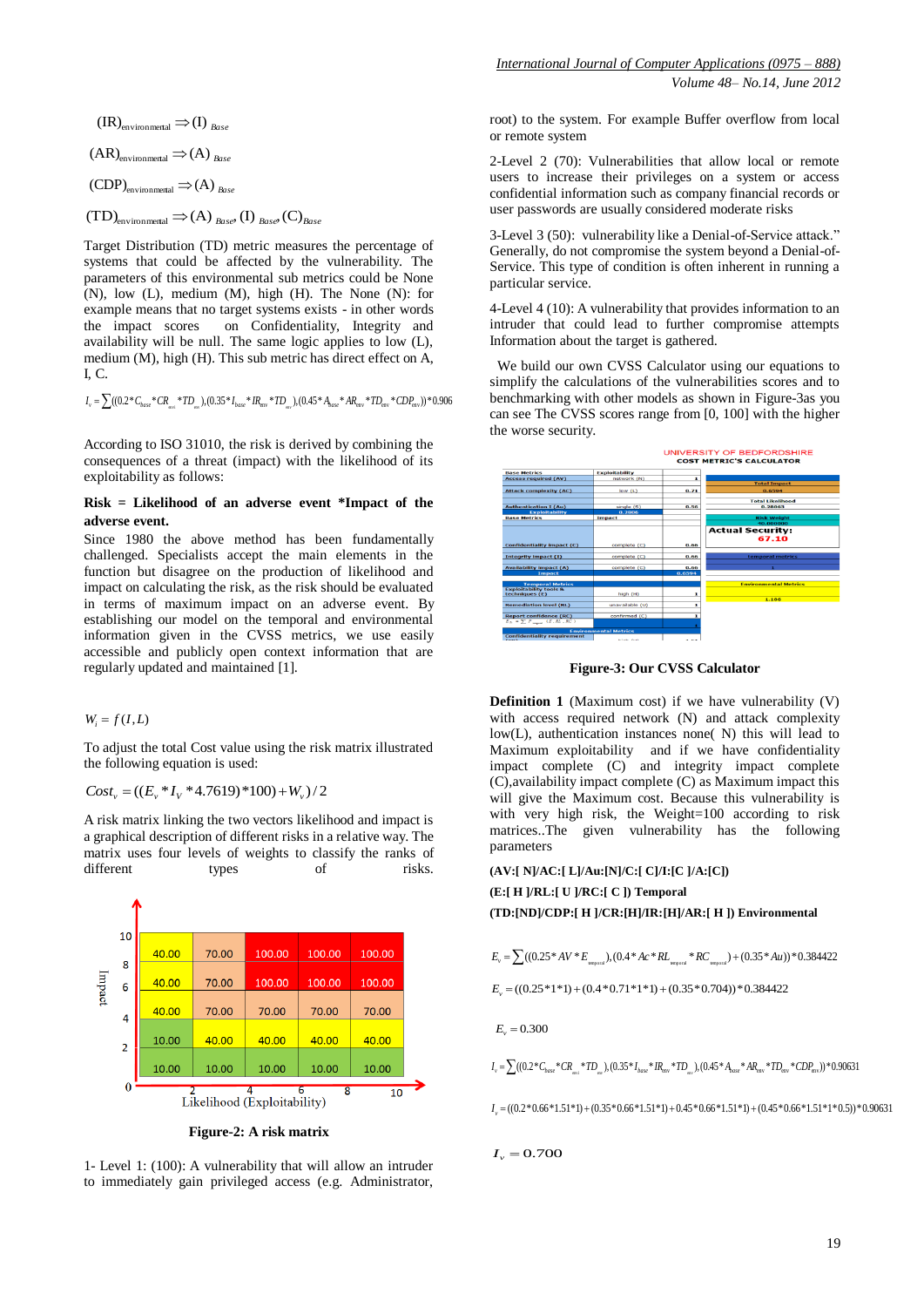$(IR)_{environmental} \Rightarrow (I)_{Base}$

$(AR)_{environmental} \Rightarrow (A)_{Base}$

$(CDP)_{environmental} \Rightarrow (A)_{Base}$

$(TD)_{environmental} \Rightarrow (A)_{Base}, (I)_{Base}, (C)_{Base}$

Target Distribution (TD) metric measures the percentage of systems that could be affected by the vulnerability. The parameters of this environmental sub metrics could be None (N), low (L), medium (M), high (H). The None (N): for example means that no target systems exists - in other words the impact scores on Confidentiality, Integrity and availability will be null. The same logic applies to low (L), medium (M), high (H). This sub metric has direct effect on A, I, C.

$$I_v = \sum((0.2*C_{base}*CR_{env}*TD_{env}),(0.35*I_{base}*IR_{env}*TD_{env}),(0.45*A_{base}*AR_{env}*TD_{env}*CDP_{env}))*0.906$$

According to ISO 31010, the risk is derived by combining the consequences of a threat (impact) with the likelihood of its exploitability as follows:

**Risk = Likelihood of an adverse event *Impact of the adverse event.**

Since 1980 the above method has been fundamentally challenged. Specialists accept the main elements in the function but disagree on the production of likelihood and impact on calculating the risk, as the risk should be measured in terms of maximum impact on an adverse event. By establishing our model on the temporal and environmental information given in the CVSS metrics, we use easily accessible and publicly open context information that are regularly updated and maintained [1].

$$W_i = f(I, L)$$

To adjust the total Cost value using the risk matrix illustrated the following equation is used:

$$Cost_v = ((E_v * I_V * 4.7619) * 100) + W_v) / 2$$

A risk matrix linking the two vectors likelihood and impact is a graphical description of different risks in a relatively way. The matrix uses four levels of weights to classify the ranks of different types of risks.

| Impact \ Likelihood (Exploitability) | 2 | 4 | 6 | 8 | 10 |
|---|---|---|---|---|---|
| 8–10 | 40.00 | 70.00 | 100.00 | 100.00 | 100.00 |
| 6–8 | 40.00 | 70.00 | 100.00 | 100.00 | 100.00 |
| 4–6 | 40.00 | 70.00 | 70.00 | 70.00 | 70.00 |
| 2–4 | 10.00 | 40.00 | 40.00 | 40.00 | 40.00 |
| 0–2 | 10.00 | 10.00 | 10.00 | 10.00 | 10.00 |

**Figure-2: A risk matrix**

1- Level 1: (100): A vulnerability that will allow an intruder to immediately gain privileged access (e.g. Administrator, root) to the system. For example Buffer overflow from local or remote system

2-Level 2 (70): Vulnerabilities that allow local or remote users to increase their privileges on a system or access confidential information such as company financial records or user passwords are usually considered moderate risks

3-Level 3 (50): vulnerability like a Denial-of-Service attack." Generally, do not compromise the system beyond a Denial-of-Service. This type of condition is often inherent in running a particular service.

4-Level 4 (10): A vulnerability that provides information to an intruder that could lead to further compromise attempts Information about the target is gathered.

We build our own CVSS Calculator using our equations to simplify the calculations of the vulnerabilities scores and to benchmarking with other models as shown in Figure-3as you can see The CVSS scores range from [0, 100] with the higher the worse security.

UNIVERSITY OF BEDFORDSHIRE
COST METRIC'S CALCULATOR

| Base Metrics | Exploitability | | |
|---|---|---|---|
| Access required (AV) | network (N) | 1 | |
| Attack complexity (AC) | low (L) | 0.71 | Total Impact 0.6594 |
| Authentication I (Au) | single (S) | 0.56 | Total Likelihood 0.28663 |
| Exploitability | 0.2806 | | |
| Base Metrics | Impact | | Risk Weight 40.000000 |
| | | | Actual Security: 67.10 |
| Confidentiality impact (C) | complete (C) | 0.66 | Temporal metrics |
| Integrity impact (I) | complete (C) | 0.66 | |
| Availability impact (A) | complete (C) | 0.66 | 1 |
| Impact | 0.6594 | | |
| Temporal Metrics | | | Environmental Metrics |
| Exploitability tools & techniques (E) | high (H) | 1 | 1.106 |
| Remediation level (RL) | unavailable (U) | 1 | |
| Report confidence (RC) | confirmed (C) | 1 | |
| Environmental Metrics | | | |
| Confidentiality requirement | | | |

**Figure-3: Our CVSS Calculator**

**Definition 1** (Maximum cost) if we have vulnerability (V) with access required network (N) and attack complexity low(L), authentication instances none( N) this will lead to Maximum exploitability and if we have confidentiality impact complete (C) and integrity impact complete (C),availability impact complete (C) as Maximum impact this will give the Maximum cost. Because this vulnerability is with very high risk, the Weight=100 according to risk matrices..The given vulnerability has the following parameters

**(AV:[ N]/AC:[ L]/Au:[N]/C:[ C]/I:[C ]/A:[C])**

**(E:[ H ]/RL:[ U ]/RC:[ C ]) Temporal**

**(TD:[ND]/CDP:[ H ]/CR:[H]/IR:[H]/AR:[ H ]) Environmental**

$$E_v = \sum((0.25*AV*E_{temporal}),(0.4*Ac*RL_{temporal}*RC_{temporal})+(0.35*Au))*0.384422$$

$$E_v = ((0.25*1*1)+(0.4*0.71*1*1)+(0.35*0.704))*0.384422$$

$$E_v = 0.300$$

$$I_v = \sum((0.2*C_{base}*CR_{env}*TD_{env}),(0.35*I_{base}*IR_{env}*TD_{env}),(0.45*A_{base}*AR_{env}*TD_{env}*CDP_{env}))*0.90631$$

$$I_v = ((0.2*0.66*1.51*1)+(0.35*0.66*1.51*1)+0.45*0.66*1.51*1)+(0.45*0.66*1.51*1*0.5))*0.90631$$

$$I_v = 0.700$$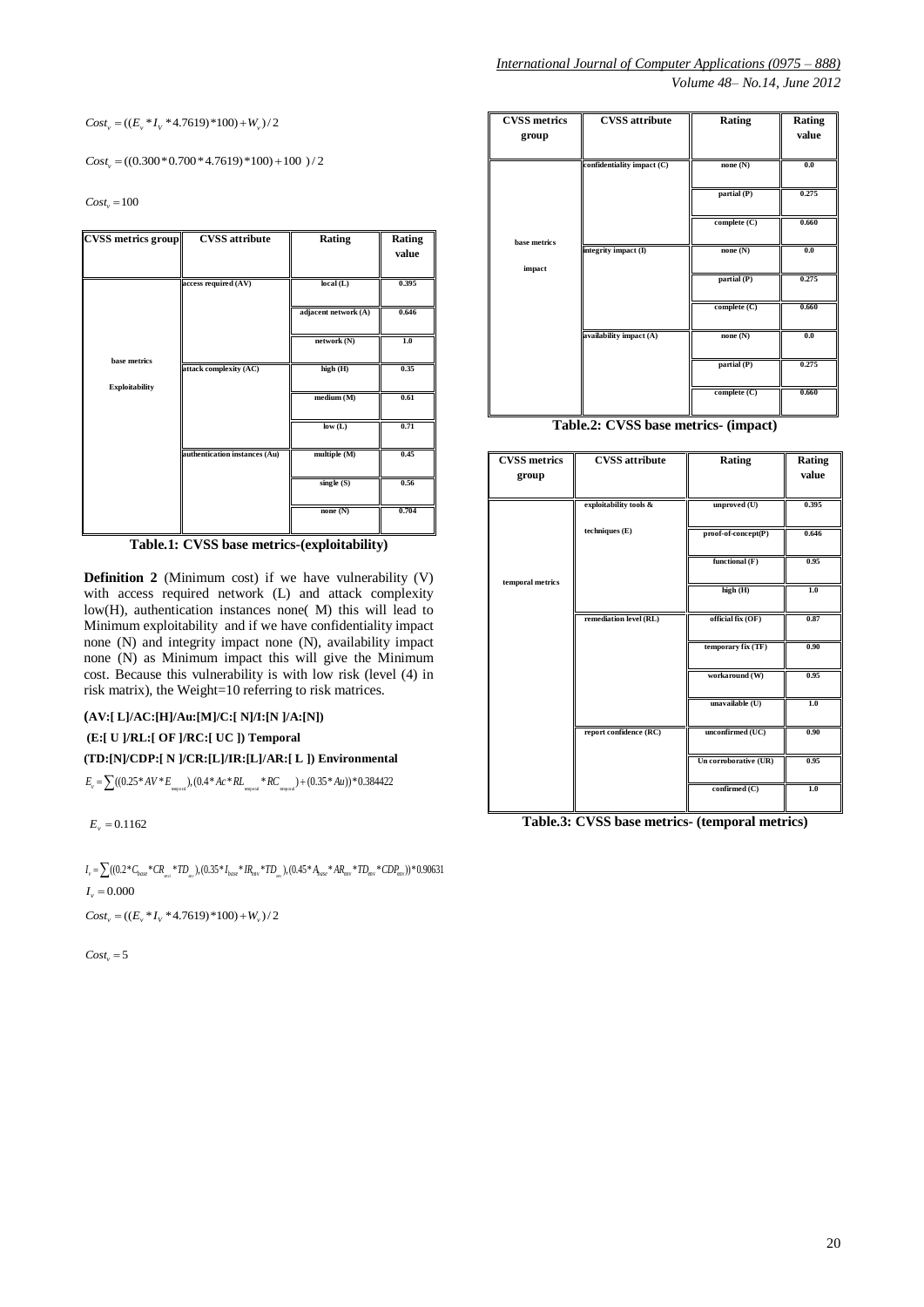$$Cost_v = ((E_v * I_V * 4.7619)*100) + W_v)/2$$

$$Cost_v = ((0.300*0.700*4.7619)*100) + 100\ )/2$$

$$Cost_v = 100$$

| CVSS metrics group | CVSS attribute | Rating | Rating value |
|---|---|---|---|
| base metrics Exploitability | access required (AV) | local (L) | 0.395 |
| | | adjacent network (A) | 0.646 |
| | | network (N) | 1.0 |
| | attack complexity (AC) | high (H) | 0.35 |
| | | medium (M) | 0.61 |
| | | low (L) | 0.71 |
| | authentication instances (Au) | multiple (M) | 0.45 |
| | | single (S) | 0.56 |
| | | none (N) | 0.704 |

**Table.1: CVSS base metrics-(exploitability)**

**Definition 2** (Minimum cost) if we have vulnerability (V) with access required network (L) and attack complexity low(H), authentication instances none( M) this will lead to Minimum exploitability and if we have confidentiality impact none (N) and integrity impact none (N), availability impact none (N) as Minimum impact this will give the Minimum cost. Because this vulnerability is with low risk (level (4) in risk matrix), the Weight=10 referring to risk matrices.

**(AV:[ L]/AC:[H]/Au:[M]/C:[ N]/I:[N ]/A:[N])**

**(E:[ U ]/RL:[ OF ]/RC:[ UC ]) Temporal**

**(TD:[N]/CDP:[ N ]/CR:[L]/IR:[L]/AR:[ L ]) Environmental**

$$E_v = \sum((0.25*AV*E_{temporal}), (0.4*Ac*RL_{temporal}*RC_{temporal}) + (0.35*Au))*0.384422$$

$$E_v = 0.1162$$

$$I_v = \sum((0.2*C_{base}*CR_{env}*TD_{env}), (0.35*I_{base}*IR_{env}*TD_{env}), (0.45*A_{base}*AR_{env}*TD_{env}*CDP_{env}))*0.90631$$

$$I_v = 0.000$$

$$Cost_v = ((E_v * I_V * 4.7619)*100) + W_v)/2$$

$$Cost_v = 5$$

| CVSS metrics group | CVSS attribute | Rating | Rating value |
|---|---|---|---|
| base metrics impact | confidentiality impact (C) | none (N) | 0.0 |
| | | partial (P) | 0.275 |
| | | complete (C) | 0.660 |
| | integrity impact (I) | none (N) | 0.0 |
| | | partial (P) | 0.275 |
| | | complete (C) | 0.660 |
| | availability impact (A) | none (N) | 0.0 |
| | | partial (P) | 0.275 |
| | | complete (C) | 0.660 |

**Table.2: CVSS base metrics- (impact)**

| CVSS metrics group | CVSS attribute | Rating | Rating value |
|---|---|---|---|
| temporal metrics | exploitability tools & techniques (E) | unproved (U) | 0.395 |
| | | proof-of-concept(P) | 0.646 |
| | | functional (F) | 0.95 |
| | | high (H) | 1.0 |
| | remediation level (RL) | official fix (OF) | 0.87 |
| | | temporary fix (TF) | 0.90 |
| | | workaround (W) | 0.95 |
| | | unavailable (U) | 1.0 |
| | report confidence (RC) | unconfirmed (UC) | 0.90 |
| | | Un corroborative (UR) | 0.95 |
| | | confirmed (C) | 1.0 |

**Table.3: CVSS base metrics- (temporal metrics)**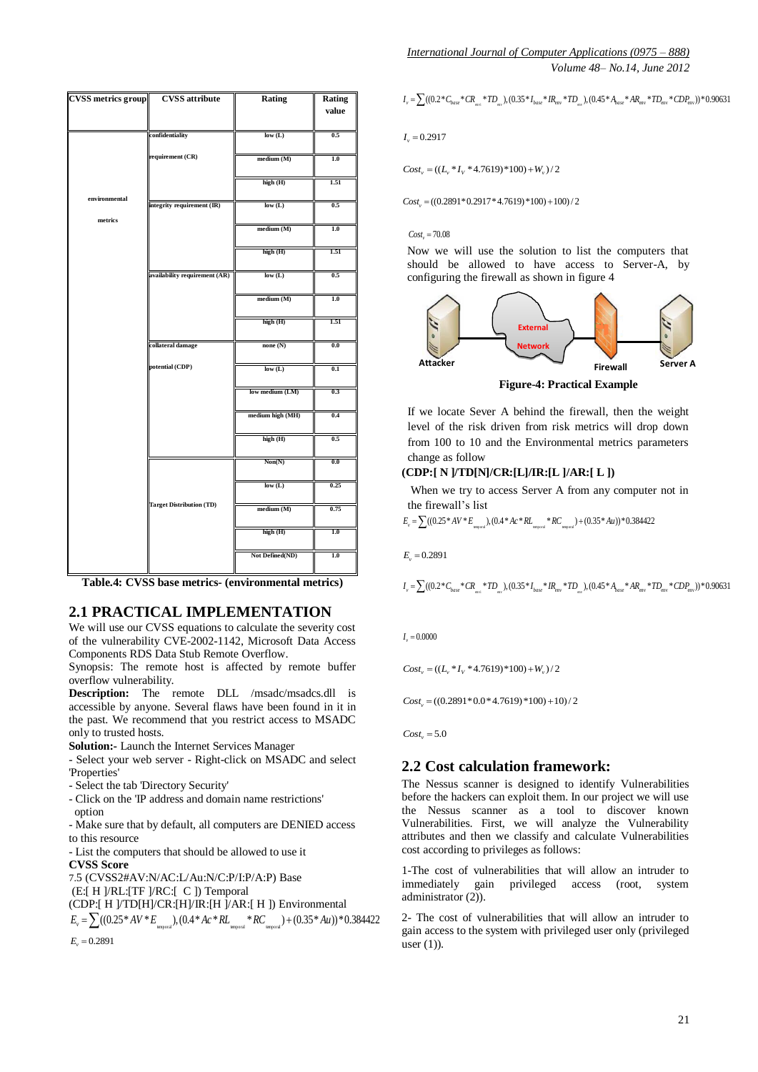| CVSS metrics group | CVSS attribute | Rating | Rating value |
|---|---|---|---|
| environmental metrics | confidentiality requirement (CR) | low (L) | 0.5 |
| | | medium (M) | 1.0 |
| | | high (H) | 1.51 |
| | integrity requirement (IR) | low (L) | 0.5 |
| | | medium (M) | 1.0 |
| | | high (H) | 1.51 |
| | availability requirement (AR) | low (L) | 0.5 |
| | | medium (M) | 1.0 |
| | | high (H) | 1.51 |
| | collateral damage potential (CDP) | none (N) | 0.0 |
| | | low (L) | 0.1 |
| | | low medium (LM) | 0.3 |
| | | medium high (MH) | 0.4 |
| | | high (H) | 0.5 |
| | Target Distribution (TD) | Non(N) | 0.0 |
| | | low (L) | 0.25 |
| | | medium (M) | 0.75 |
| | | high (H) | 1.0 |
| | | Not Defined(ND) | 1.0 |

**Table.4: CVSS base metrics- (environmental metrics)**

## 2.1 PRACTICAL IMPLEMENTATION

We will use our CVSS equations to calculate the severity cost of the vulnerability CVE-2002-1142, Microsoft Data Access Components RDS Data Stub Remote Overflow.

Synopsis: The remote host is affected by remote buffer overflow vulnerability.

**Description:** The remote DLL /msadc/msadcs.dll is accessible by anyone. Several flaws have been found in it in the past. We recommend that you restrict access to MSADC only to trusted hosts.

**Solution:-** Launch the Internet Services Manager

- Select your web server - Right-click on MSADC and select 'Properties'
- Select the tab 'Directory Security'
- Click on the 'IP address and domain name restrictions' option
- Make sure that by default, all computers are DENIED access to this resource
- List the computers that should be allowed to use it

**CVSS Score**

7.5 (CVSS2#AV:N/AC:L/Au:N/C:P/I:P/A:P) Base

(E:[ H ]/RL:[TF ]/RC:[ C ]) Temporal

(CDP:[ H ]/TD[H]/CR:[H]/IR:[H ]/AR:[ H ]) Environmental

$$E_v = \sum((0.25 * AV * E_{temporal}), (0.4 * Ac * RL_{temporal} * RC_{temporal}) + (0.35 * Au)) * 0.384422$$

$$E_v = 0.2891$$

$$I_v = \sum((0.2 * C_{base} * CR_{env} * TD_{env}), (0.35 * I_{base} * IR_{env} * TD_{env}), (0.45 * A_{base} * AR_{env} * TD_{env} * CDP_{env})) * 0.90631$$

$$I_v = 0.2917$$

$$Cost_v = ((L_v * I_V * 4.7619) * 100) + W_v) / 2$$

$$Cost_v = ((0.2891 * 0.2917 * 4.7619) * 100) + 100) / 2$$

$$Cost_v = 70.08$$

Now we will use the solution to list the computers that should be allowed to have access to Server-A, by configuring the firewall as shown in figure 4

Attacker — External Network — Firewall — Server A

**Figure-4: Practical Example**

If we locate Sever A behind the firewall, then the weight level of the risk driven from risk metrics will drop down from 100 to 10 and the Environmental metrics parameters change as follow

**(CDP:[ N ]/TD[N]/CR:[L]/IR:[L ]/AR:[ L ])**

When we try to access Server A from any computer not in the firewall's list

$$E_v = \sum((0.25 * AV * E_{temporal}), (0.4 * Ac * RL_{temporal} * RC_{temporal}) + (0.35 * Au)) * 0.384422$$

$$E_v = 0.2891$$

$$I_v = \sum((0.2 * C_{base} * CR_{env} * TD_{env}), (0.35 * I_{base} * IR_{env} * TD_{env}), (0.45 * A_{base} * AR_{env} * TD_{env} * CDP_{env})) * 0.90631$$

$$I_v = 0.0000$$

$$Cost_v = ((L_v * I_V * 4.7619) * 100) + W_v) / 2$$

$$Cost_v = ((0.2891 * 0.0 * 4.7619) * 100) + 10) / 2$$

$$Cost_v = 5.0$$

## 2.2 Cost calculation framework:

The Nessus scanner is designed to identify Vulnerabilities before the hackers can exploit them. In our project we will use the Nessus scanner as a tool to discover known Vulnerabilities. First, we will analyze the Vulnerability attributes and then we classify and calculate Vulnerabilities cost according to privileges as follows:

1-The cost of vulnerabilities that will allow an intruder to immediately gain privileged access (root, system administrator (2)).

2- The cost of vulnerabilities that will allow an intruder to gain access to the system with privileged user only (privileged user (1)).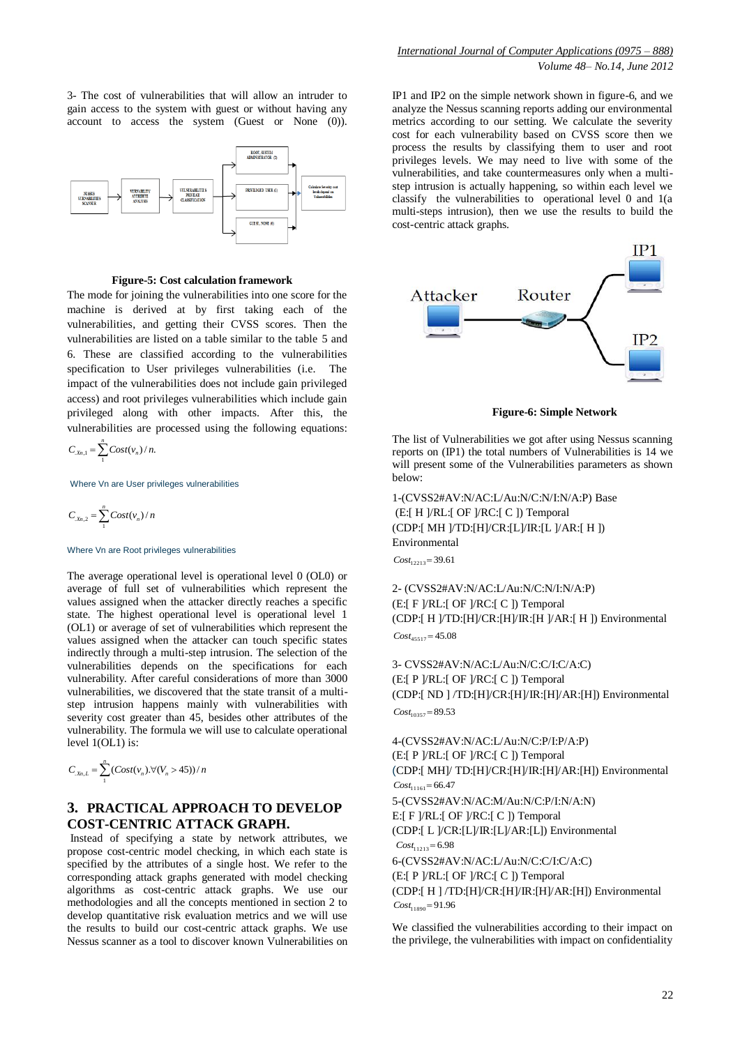3- The cost of vulnerabilities that will allow an intruder to gain access to the system with guest or without having any account to access the system (Guest or None (0)).

NESSUS VURNABILITIES SCANNER → VURNABILITY ATTRIBUTE ANALYSIS → VULNERABILITIES PRIVILEGE CLASSIFICATION → ROOT, SYSTEM ADMINISTRATOR (2) / PRIVILEGED USER (1) / GUEST, NONE (0) → Calculate Severity cost levels depend on Vulnerabilities

**Figure-5: Cost calculation framework**

The mode for joining the vulnerabilities into one score for the machine is derived at by first taking each of the vulnerabilities, and getting their CVSS scores. Then the vulnerabilities are listed on a table similar to the table 5 and 6. These are classified according to the vulnerabilities specification to User privileges vulnerabilities (i.e. The impact of the vulnerabilities does not include gain privileged access) and root privileges vulnerabilities which include gain privileged along with other impacts. After this, the vulnerabilities are processed using the following equations:

$$C_{Xn,1} = \sum_{1}^{n} Cost(v_n)/n.$$

Where Vn are User privileges vulnerabilities

$$C_{Xn,2} = \sum_{1}^{n} Cost(v_n)/n$$

Where Vn are Root privileges vulnerabilities

The average operational level is operational level 0 (OL0) or average of full set of vulnerabilities which represent the values assigned when the attacker directly reaches a specific state. The highest operational level is operational level 1 (OL1) or average of set of vulnerabilities which represent the values assigned when the attacker can touch specific states indirectly through a multi-step intrusion. The selection of the vulnerabilities depends on the specifications for each vulnerability. After careful considerations of more than 3000 vulnerabilities, we discovered that the state transit of a multi-step intrusion happens mainly with vulnerabilities with severity cost greater than 45, besides other attributes of the vulnerability. The formula we will use to calculate operational level 1(OL1) is:

$$C_{Xn,L} = \sum_{1}^{n} (Cost(v_n).\forall(V_n > 45))/n$$

## 3. PRACTICAL APPROACH TO DEVELOP COST-CENTRIC ATTACK GRAPH.

Instead of specifying a state by network attributes, we propose cost-centric model checking, in which each state is specified by the attributes of a single host. We refer to the corresponding attack graphs generated with model checking algorithms as cost-centric attack graphs. We use our methodologies and all the concepts mentioned in section 2 to develop quantitative risk evaluation metrics and we will use the results to build our cost-centric attack graphs. We use Nessus scanner as a tool to discover known Vulnerabilities on IP1 and IP2 on the simple network shown in figure-6, and we analyze the Nessus scanning reports adding our environmental metrics according to our setting. We calculate the severity cost for each vulnerability based on CVSS score then we process the results by classifying them to user and root privileges levels. We may need to live with some of the vulnerabilities, and take countermeasures only when a multi-step intrusion is actually happening, so within each level we classify the vulnerabilities to operational level 0 and 1(a multi-steps intrusion), then we use the results to build the cost-centric attack graphs.

Attacker — Router — IP1, IP2

**Figure-6: Simple Network**

The list of Vulnerabilities we got after using Nessus scanning reports on (IP1) the total numbers of Vulnerabilities is 14 we will present some of the Vulnerabilities parameters as shown below:

1-(CVSS2#AV:N/AC:L/Au:N/C:N/I:N/A:P) Base
(E:[ H ]/RL:[ OF ]/RC:[ C ]) Temporal
(CDP:[ MH ]/TD:[H]/CR:[L]/IR:[L ]/AR:[ H ])
Environmental
$Cost_{12213} = 39.61$

2- (CVSS2#AV:N/AC:L/Au:N/C:N/I:N/A:P)
(E:[ F ]/RL:[ OF ]/RC:[ C ]) Temporal
(CDP:[ H ]/TD:[H]/CR:[H]/IR:[H ]/AR:[ H ]) Environmental
$Cost_{45517} = 45.08$

3- CVSS2#AV:N/AC:L/Au:N/C:C/I:C/A:C)
(E:[ P ]/RL:[ OF ]/RC:[ C ]) Temporal
(CDP:[ ND ] /TD:[H]/CR:[H]/IR:[H]/AR:[H]) Environmental
$Cost_{10357} = 89.53$

4-(CVSS2#AV:N/AC:L/Au:N/C:P/I:P/A:P)
(E:[ P ]/RL:[ OF ]/RC:[ C ]) Temporal
(CDP:[ MH]/ TD:[H]/CR:[H]/IR:[H]/AR:[H]) Environmental
$Cost_{11161} = 66.47$

5-(CVSS2#AV:N/AC:M/Au:N/C:P/I:N/A:N)
E:[ F ]/RL:[ OF ]/RC:[ C ]) Temporal
(CDP:[ L ]/CR:[L]/IR:[L]/AR:[L]) Environmental
$Cost_{11213} = 6.98$

6-(CVSS2#AV:N/AC:L/Au:N/C:C/I:C/A:C)
(E:[ P ]/RL:[ OF ]/RC:[ C ]) Temporal
(CDP:[ H ] /TD:[H]/CR:[H]/IR:[H]/AR:[H]) Environmental
$Cost_{11890} = 91.96$

We classified the vulnerabilities according to their impact on the privilege, the vulnerabilities with impact on confidentiality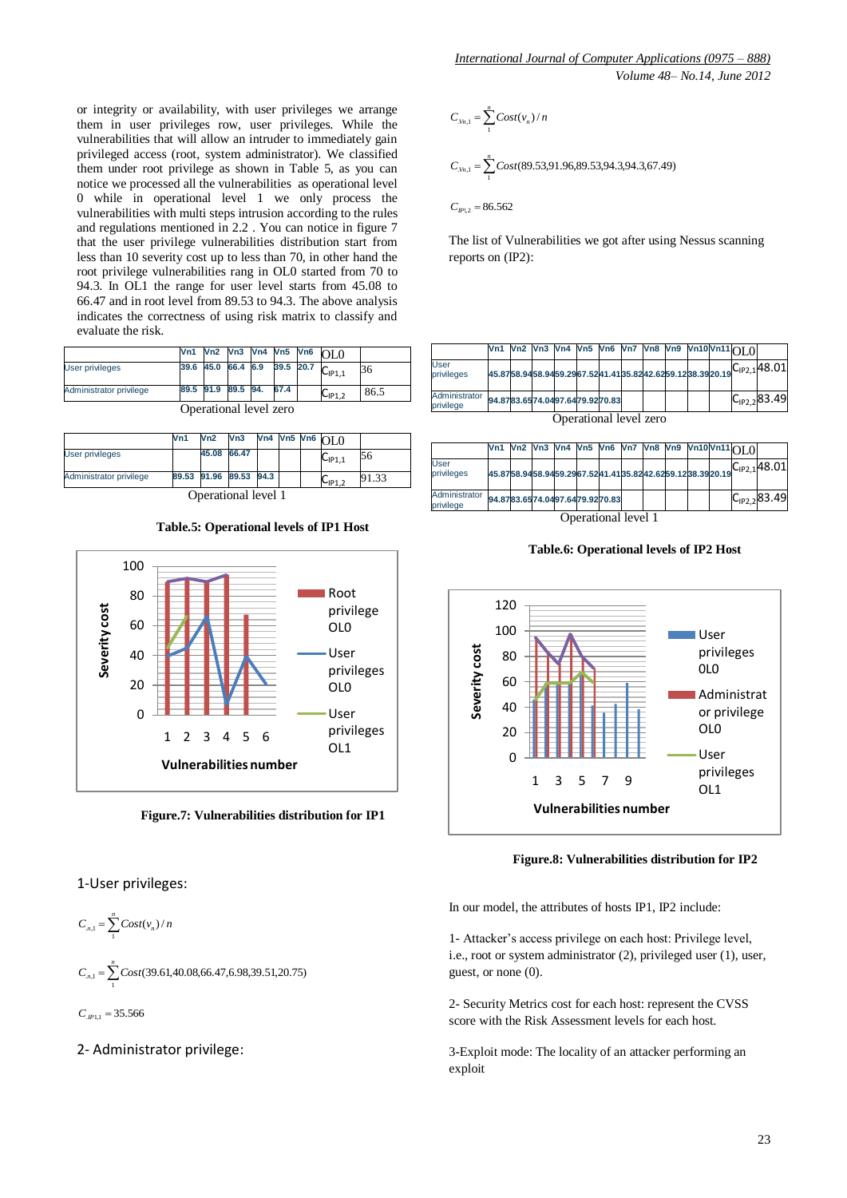or integrity or availability, with user privileges we arrange them in user privileges row, user privileges. While the vulnerabilities that will allow an intruder to immediately gain privileged access (root, system administrator). We classified them under root privilege as shown in Table 5, as you can notice we processed all the vulnerabilities as operational level 0 while in operational level 1 we only process the vulnerabilities with multi steps intrusion according to the rules and regulations mentioned in 2.2 . You can notice in figure 7 that the user privilege vulnerabilities distribution start from less than 10 severity cost up to less than 70, in other hand the root privilege vulnerabilities rang in OL0 started from 70 to 94.3. In OL1 the range for user level starts from 45.08 to 66.47 and in root level from 89.53 to 94.3. The above analysis indicates the correctness of using risk matrix to classify and evaluate the risk.

| | Vn1 | Vn2 | Vn3 | Vn4 | Vn5 | Vn6 | OL0 | |
|---|---|---|---|---|---|---|---|---|
| User privileges | 39.6 | 45.0 | 66.4 | 6.9 | 39.5 | 20.7 | $C_{IP1,1}$ | 36 |
| Administrator privilege | 89.5 | 91.9 | 89.5 | 94. | 67.4 | | $C_{IP1,2}$ | 86.5 |

Operational level zero

| | Vn1 | Vn2 | Vn3 | Vn4 | Vn5 | Vn6 | OL0 | |
|---|---|---|---|---|---|---|---|---|
| User privileges | | 45.08 | 66.47 | | | | $C_{IP1,1}$ | 56 |
| Administrator privilege | 89.53 | 91.96 | 89.53 | 94.3 | | | $C_{IP1,2}$ | 91.33 |

Operational level 1

**Table.5: Operational levels of IP1 Host**

**Figure.7: Vulnerabilities distribution for IP1**

1-User privileges:

$$C_{n,1} = \sum_{1}^{n} Cost(v_n)/n$$

$$C_{n,1} = \sum_{1}^{n} Cost(39.61,40.08,66.47,6.98,39.51,20.75)$$

$$C_{IP1,1} = 35.566$$

2- Administrator privilege:

$$C_{Vn,1} = \sum_{1}^{n} Cost(v_n)/n$$

$$C_{Vn,1} = \sum_{1}^{n} Cost(89.53,91.96,89.53,94.3,94.3,67.49)$$

$$C_{IP1,2} = 86.562$$

The list of Vulnerabilities we got after using Nessus scanning reports on (IP2):

| | Vn1 | Vn2 | Vn3 | Vn4 | Vn5 | Vn6 | Vn7 | Vn8 | Vn9 | Vn10 | Vn11 | OL0 | |
|---|---|---|---|---|---|---|---|---|---|---|---|---|---|
| User privileges | 45.87 | 58.94 | 58.94 | 59.29 | 67.52 | 41.41 | 35.82 | 42.62 | 59.12 | 38.39 | 20.19 | $C_{IP2,1}$ | 48.01 |
| Administrator privilege | 94.87 | 83.65 | 74.04 | 97.64 | 79.92 | 70.83 | | | | | | $C_{IP2,2}$ | 83.49 |

Operational level zero

| | Vn1 | Vn2 | Vn3 | Vn4 | Vn5 | Vn6 | Vn7 | Vn8 | Vn9 | Vn10 | Vn11 | OL0 | |
|---|---|---|---|---|---|---|---|---|---|---|---|---|---|
| User privileges | 45.87 | 58.94 | 58.94 | 59.29 | 67.52 | 41.41 | 35.82 | 42.62 | 59.12 | 38.39 | 20.19 | $C_{IP2,1}$ | 48.01 |
| Administrator privilege | 94.87 | 83.65 | 74.04 | 97.64 | 79.92 | 70.83 | | | | | | $C_{IP2,2}$ | 83.49 |

Operational level 1

**Table.6: Operational levels of IP2 Host**

**Figure.8: Vulnerabilities distribution for IP2**

In our model, the attributes of hosts IP1, IP2 include:

1- Attacker's access privilege on each host: Privilege level, i.e., root or system administrator (2), privileged user (1), user, guest, or none (0).

2- Security Metrics cost for each host: represent the CVSS score with the Risk Assessment levels for each host.

3-Exploit mode: The locality of an attacker performing an exploit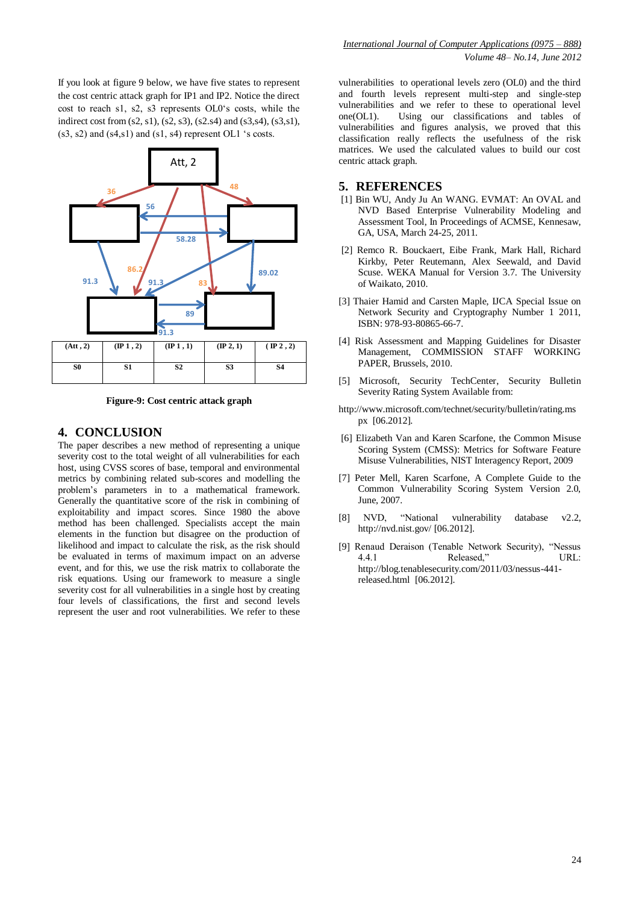If you look at figure 9 below, we have five states to represent the cost centric attack graph for IP1 and IP2. Notice the direct cost to reach s1, s2, s3 represents OL0's costs, while the indirect cost from (s2, s1), (s2, s3), (s2.s4) and (s3,s4), (s3,s1), (s3, s2) and (s4,s1) and (s1, s4) represent OL1 's costs.

Att, 2

36

48

56

58.28

91.3

86.2

91.3

83

89.02

89

91.3

| (Att , 2) | (IP 1 , 2) | (IP 1 , 1) | (IP 2, 1) | ( IP 2 , 2) |
|---|---|---|---|---|
| S0 | S1 | S2 | S3 | S4 |

**Figure-9: Cost centric attack graph**

## 4. CONCLUSION

The paper describes a new method of representing a unique severity cost to the total weight of all vulnerabilities for each host, using CVSS scores of base, temporal and environmental metrics by combining related sub-scores and modelling the problem's parameters in to a mathematical framework. Generally the quantitative score of the risk in combining of exploitability and impact scores. Since 1980 the above method has been challenged. Specialists accept the main elements in the function but disagree on the production of likelihood and impact to calculate the risk, as the risk should be evaluated in terms of maximum impact on an adverse event, and for this, we use the risk matrix to collaborate the risk equations. Using our framework to measure a single severity cost for all vulnerabilities in a single host by creating four levels of classifications, the first and second levels represent the user and root vulnerabilities. We refer to these vulnerabilities to operational levels zero (OL0) and the third and fourth levels represent multi-step and single-step vulnerabilities and we refer to these to operational level one(OL1). Using our classifications and tables of vulnerabilities and figures analysis, we proved that this classification really reflects the usefulness of the risk matrices. We used the calculated values to build our cost centric attack graph.

## 5. REFERENCES

[1] Bin WU, Andy Ju An WANG. EVMAT: An OVAL and NVD Based Enterprise Vulnerability Modeling and Assessment Tool, In Proceedings of ACMSE, Kennesaw, GA, USA, March 24-25, 2011.

[2] Remco R. Bouckaert, Eibe Frank, Mark Hall, Richard Kirkby, Peter Reutemann, Alex Seewald, and David Scuse. WEKA Manual for Version 3.7. The University of Waikato, 2010.

[3] Thaier Hamid and Carsten Maple, IJCA Special Issue on Network Security and Cryptography Number 1 2011, ISBN: 978-93-80865-66-7.

[4] Risk Assessment and Mapping Guidelines for Disaster Management, COMMISSION STAFF WORKING PAPER, Brussels, 2010.

[5] Microsoft, Security TechCenter, Security Bulletin Severity Rating System Available from:

http://www.microsoft.com/technet/security/bulletin/rating.mspx [06.2012].

[6] Elizabeth Van and Karen Scarfone, the Common Misuse Scoring System (CMSS): Metrics for Software Feature Misuse Vulnerabilities, NIST Interagency Report, 2009

[7] Peter Mell, Karen Scarfone, A Complete Guide to the Common Vulnerability Scoring System Version 2.0, June, 2007.

[8] NVD, "National vulnerability database v2.2, http://nvd.nist.gov/ [06.2012].

[9] Renaud Deraison (Tenable Network Security), "Nessus 4.4.1 Released," URL: http://blog.tenablesecurity.com/2011/03/nessus-441-released.html [06.2012].